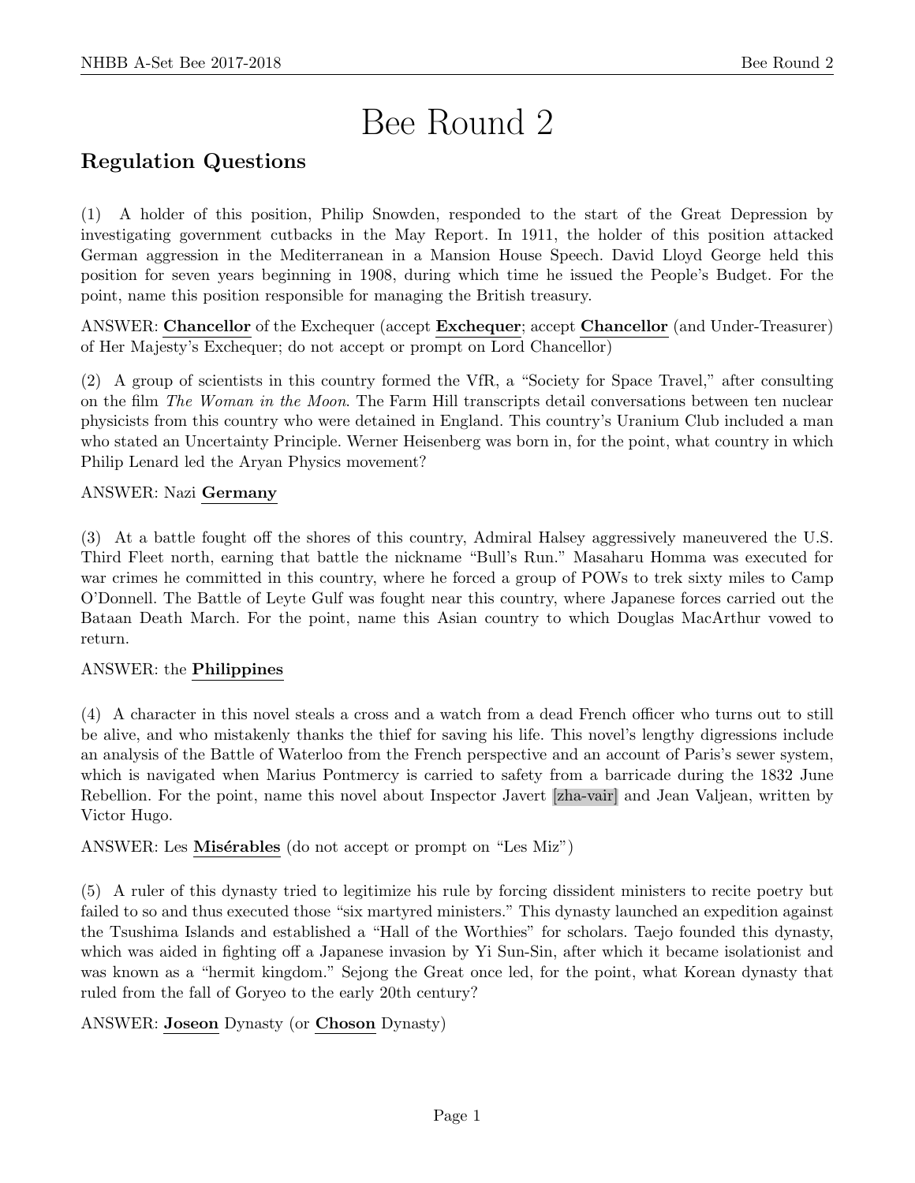# Bee Round 2

## Regulation Questions

(1) A holder of this position, Philip Snowden, responded to the start of the Great Depression by investigating government cutbacks in the May Report. In 1911, the holder of this position attacked German aggression in the Mediterranean in a Mansion House Speech. David Lloyd George held this position for seven years beginning in 1908, during which time he issued the People's Budget. For the point, name this position responsible for managing the British treasury.

ANSWER: **Chancellor** of the Exchequer (accept **Exchequer**; accept **Chancellor** (and Under-Treasurer) of Her Majesty's Exchequer; do not accept or prompt on Lord Chancellor)

(2) A group of scientists in this country formed the VfR, a "Society for Space Travel," after consulting on the film *The Woman in the Moon*. The Farm Hill transcripts detail conversations between ten nuclear physicists from this country who were detained in England. This country's Uranium Club included a man who stated an Uncertainty Principle. Werner Heisenberg was born in, for the point, what country in which Philip Lenard led the Aryan Physics movement?

ANSWER: Nazi **Germany**

(3) At a battle fought off the shores of this country, Admiral Halsey aggressively maneuvered the U.S. Third Fleet north, earning that battle the nickname "Bull's Run." Masaharu Homma was executed for war crimes he committed in this country, where he forced a group of POWs to trek sixty miles to Camp O'Donnell. The Battle of Leyte Gulf was fought near this country, where Japanese forces carried out the Bataan Death March. For the point, name this Asian country to which Douglas MacArthur vowed to return.

ANSWER: the **Philippines**

(4) A character in this novel steals a cross and a watch from a dead French officer who turns out to still be alive, and who mistakenly thanks the thief for saving his life. This novel's lengthy digressions include an analysis of the Battle of Waterloo from the French perspective and an account of Paris's sewer system, which is navigated when Marius Pontmercy is carried to safety from a barricade during the 1832 June Rebellion. For the point, name this novel about Inspector Javert [zha-vair] and Jean Valjean, written by Victor Hugo.

ANSWER: Les **Misérables** (do not accept or prompt on "Les Miz")

(5) A ruler of this dynasty tried to legitimize his rule by forcing dissident ministers to recite poetry but failed to so and thus executed those "six martyred ministers." This dynasty launched an expedition against the Tsushima Islands and established a "Hall of the Worthies" for scholars. Taejo founded this dynasty, which was aided in fighting off a Japanese invasion by Yi Sun-Sin, after which it became isolationist and was known as a "hermit kingdom." Sejong the Great once led, for the point, what Korean dynasty that ruled from the fall of Goryeo to the early 20th century?

ANSWER: **Joseon** Dynasty (or **Choson** Dynasty)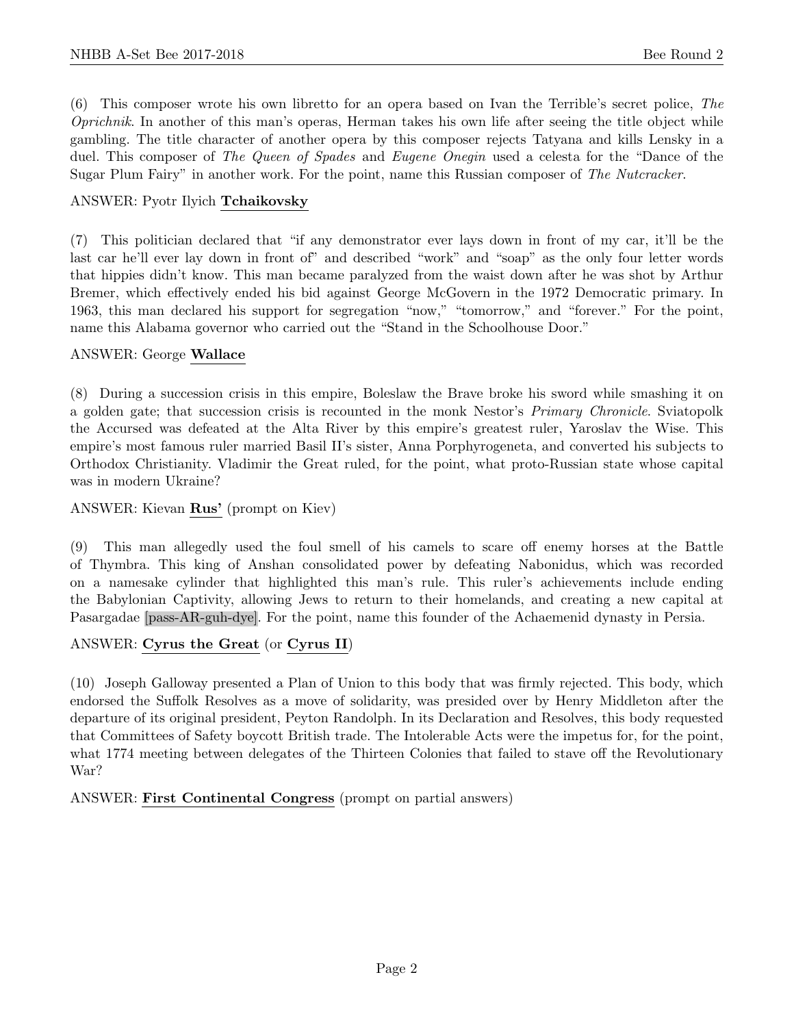(6) This composer wrote his own libretto for an opera based on Ivan the Terrible's secret police, *The Oprichnik*. In another of this man's operas, Herman takes his own life after seeing the title object while gambling. The title character of another opera by this composer rejects Tatyana and kills Lensky in a duel. This composer of *The Queen of Spades* and *Eugene Onegin* used a celesta for the "Dance of the Sugar Plum Fairy" in another work. For the point, name this Russian composer of *The Nutcracker*.

ANSWER: Pyotr Ilyich **Tchaikovsky**

(7) This politician declared that "if any demonstrator ever lays down in front of my car, it'll be the last car he'll ever lay down in front of" and described "work" and "soap" as the only four letter words that hippies didn't know. This man became paralyzed from the waist down after he was shot by Arthur Bremer, which effectively ended his bid against George McGovern in the 1972 Democratic primary. In 1963, this man declared his support for segregation "now," "tomorrow," and "forever." For the point, name this Alabama governor who carried out the "Stand in the Schoolhouse Door."

ANSWER: George **Wallace**

(8) During a succession crisis in this empire, Boleslaw the Brave broke his sword while smashing it on a golden gate; that succession crisis is recounted in the monk Nestor's *Primary Chronicle*. Sviatopolk the Accursed was defeated at the Alta River by this empire's greatest ruler, Yaroslav the Wise. This empire's most famous ruler married Basil II's sister, Anna Porphyrogeneta, and converted his subjects to Orthodox Christianity. Vladimir the Great ruled, for the point, what proto-Russian state whose capital was in modern Ukraine?

ANSWER: Kievan **Rus'** (prompt on Kiev)

(9) This man allegedly used the foul smell of his camels to scare off enemy horses at the Battle of Thymbra. This king of Anshan consolidated power by defeating Nabonidus, which was recorded on a namesake cylinder that highlighted this man's rule. This ruler's achievements include ending the Babylonian Captivity, allowing Jews to return to their homelands, and creating a new capital at Pasargadae [pass-AR-guh-dye]. For the point, name this founder of the Achaemenid dynasty in Persia.

ANSWER: **Cyrus the Great** (or **Cyrus II**)

(10) Joseph Galloway presented a Plan of Union to this body that was firmly rejected. This body, which endorsed the Suffolk Resolves as a move of solidarity, was presided over by Henry Middleton after the departure of its original president, Peyton Randolph. In its Declaration and Resolves, this body requested that Committees of Safety boycott British trade. The Intolerable Acts were the impetus for, for the point, what 1774 meeting between delegates of the Thirteen Colonies that failed to stave off the Revolutionary War?

ANSWER: **First Continental Congress** (prompt on partial answers)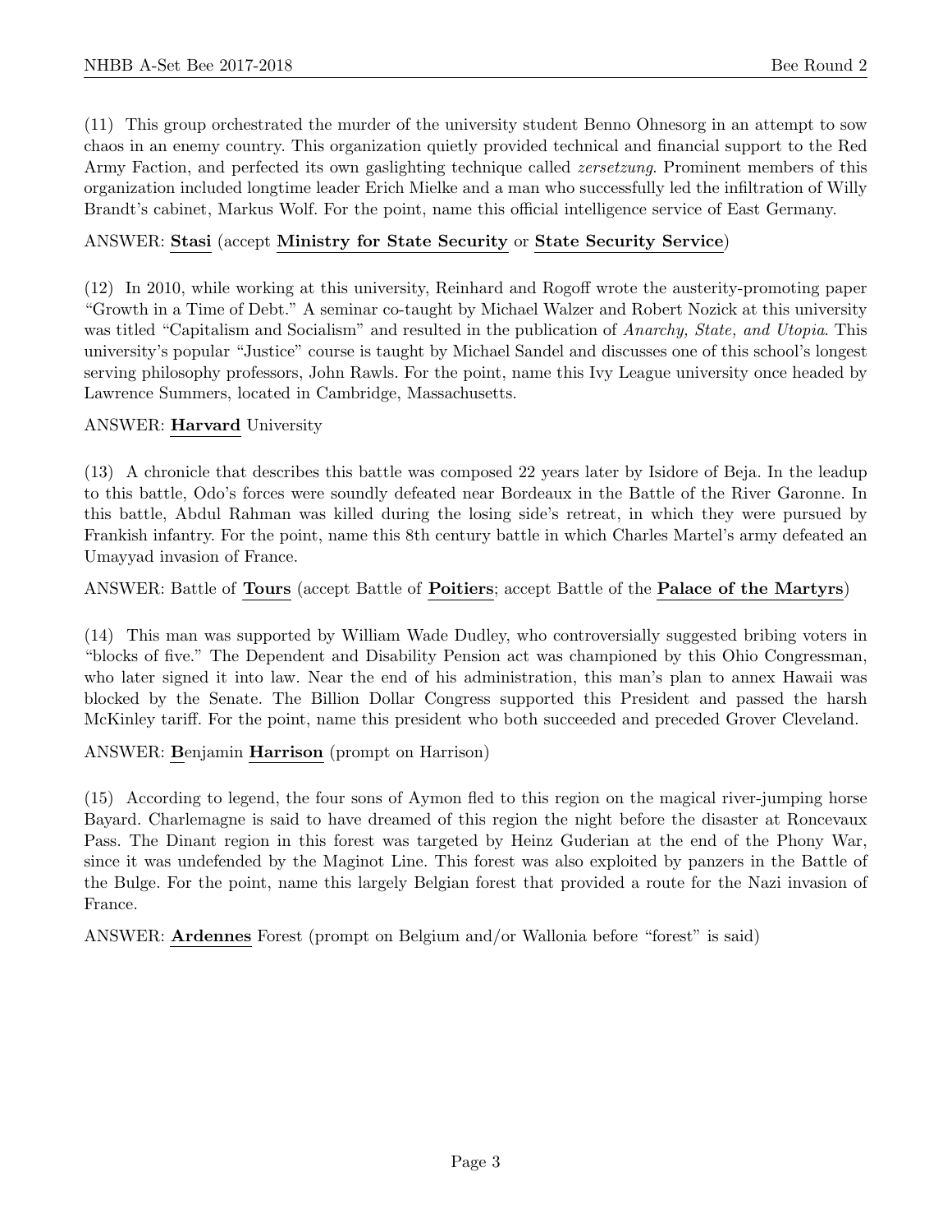(11) This group orchestrated the murder of the university student Benno Ohnesorg in an attempt to sow chaos in an enemy country. This organization quietly provided technical and financial support to the Red Army Faction, and perfected its own gaslighting technique called *zersetzung*. Prominent members of this organization included longtime leader Erich Mielke and a man who successfully led the infiltration of Willy Brandt's cabinet, Markus Wolf. For the point, name this official intelligence service of East Germany.

ANSWER: **Stasi** (accept **Ministry for State Security** or **State Security Service**)

(12) In 2010, while working at this university, Reinhard and Rogoff wrote the austerity-promoting paper "Growth in a Time of Debt." A seminar co-taught by Michael Walzer and Robert Nozick at this university was titled "Capitalism and Socialism" and resulted in the publication of *Anarchy, State, and Utopia*. This university's popular "Justice" course is taught by Michael Sandel and discusses one of this school's longest serving philosophy professors, John Rawls. For the point, name this Ivy League university once headed by Lawrence Summers, located in Cambridge, Massachusetts.

ANSWER: **Harvard** University

(13) A chronicle that describes this battle was composed 22 years later by Isidore of Beja. In the leadup to this battle, Odo's forces were soundly defeated near Bordeaux in the Battle of the River Garonne. In this battle, Abdul Rahman was killed during the losing side's retreat, in which they were pursued by Frankish infantry. For the point, name this 8th century battle in which Charles Martel's army defeated an Umayyad invasion of France.

ANSWER: Battle of **Tours** (accept Battle of **Poitiers**; accept Battle of the **Palace of the Martyrs**)

(14) This man was supported by William Wade Dudley, who controversially suggested bribing voters in "blocks of five." The Dependent and Disability Pension act was championed by this Ohio Congressman, who later signed it into law. Near the end of his administration, this man's plan to annex Hawaii was blocked by the Senate. The Billion Dollar Congress supported this President and passed the harsh McKinley tariff. For the point, name this president who both succeeded and preceded Grover Cleveland.

ANSWER: **B**enjamin **Harrison** (prompt on Harrison)

(15) According to legend, the four sons of Aymon fled to this region on the magical river-jumping horse Bayard. Charlemagne is said to have dreamed of this region the night before the disaster at Roncevaux Pass. The Dinant region in this forest was targeted by Heinz Guderian at the end of the Phony War, since it was undefended by the Maginot Line. This forest was also exploited by panzers in the Battle of the Bulge. For the point, name this largely Belgian forest that provided a route for the Nazi invasion of France.

ANSWER: **Ardennes** Forest (prompt on Belgium and/or Wallonia before "forest" is said)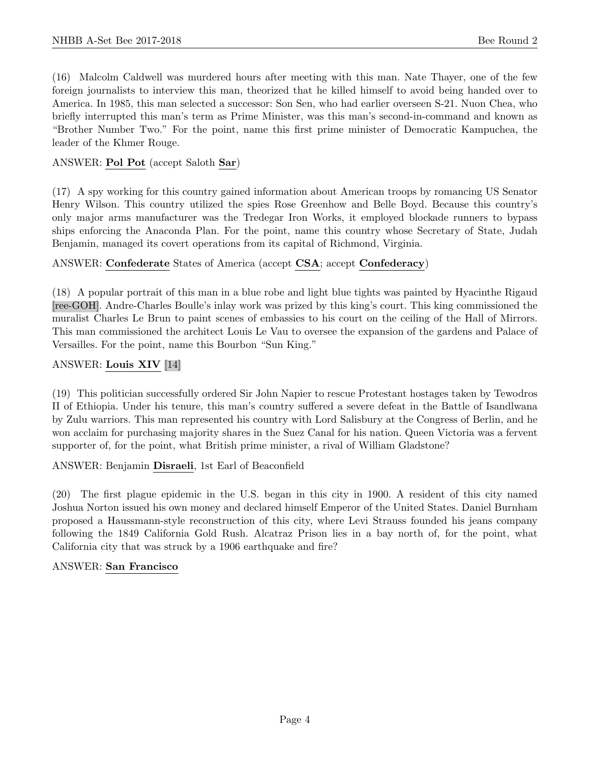(16) Malcolm Caldwell was murdered hours after meeting with this man. Nate Thayer, one of the few foreign journalists to interview this man, theorized that he killed himself to avoid being handed over to America. In 1985, this man selected a successor: Son Sen, who had earlier overseen S-21. Nuon Chea, who briefly interrupted this man's term as Prime Minister, was this man's second-in-command and known as "Brother Number Two." For the point, name this first prime minister of Democratic Kampuchea, the leader of the Khmer Rouge.

ANSWER: **Pol Pot** (accept Saloth **Sar**)

(17) A spy working for this country gained information about American troops by romancing US Senator Henry Wilson. This country utilized the spies Rose Greenhow and Belle Boyd. Because this country's only major arms manufacturer was the Tredegar Iron Works, it employed blockade runners to bypass ships enforcing the Anaconda Plan. For the point, name this country whose Secretary of State, Judah Benjamin, managed its covert operations from its capital of Richmond, Virginia.

ANSWER: **Confederate** States of America (accept **CSA**; accept **Confederacy**)

(18) A popular portrait of this man in a blue robe and light blue tights was painted by Hyacinthe Rigaud [ree-GOH]. Andre-Charles Boulle's inlay work was prized by this king's court. This king commissioned the muralist Charles Le Brun to paint scenes of embassies to his court on the ceiling of the Hall of Mirrors. This man commissioned the architect Louis Le Vau to oversee the expansion of the gardens and Palace of Versailles. For the point, name this Bourbon "Sun King."

ANSWER: **Louis XIV** [14]

(19) This politician successfully ordered Sir John Napier to rescue Protestant hostages taken by Tewodros II of Ethiopia. Under his tenure, this man's country suffered a severe defeat in the Battle of Isandlwana by Zulu warriors. This man represented his country with Lord Salisbury at the Congress of Berlin, and he won acclaim for purchasing majority shares in the Suez Canal for his nation. Queen Victoria was a fervent supporter of, for the point, what British prime minister, a rival of William Gladstone?

ANSWER: Benjamin **Disraeli**, 1st Earl of Beaconfield

(20) The first plague epidemic in the U.S. began in this city in 1900. A resident of this city named Joshua Norton issued his own money and declared himself Emperor of the United States. Daniel Burnham proposed a Haussmann-style reconstruction of this city, where Levi Strauss founded his jeans company following the 1849 California Gold Rush. Alcatraz Prison lies in a bay north of, for the point, what California city that was struck by a 1906 earthquake and fire?

ANSWER: **San Francisco**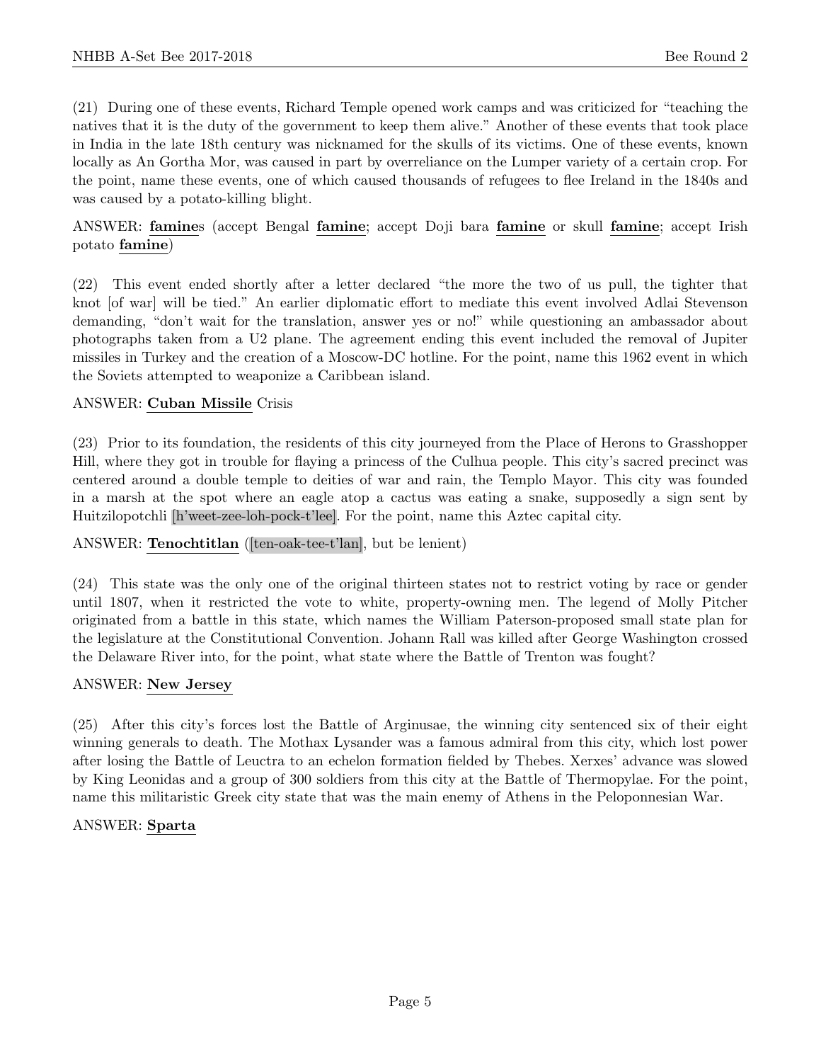(21) During one of these events, Richard Temple opened work camps and was criticized for "teaching the natives that it is the duty of the government to keep them alive." Another of these events that took place in India in the late 18th century was nicknamed for the skulls of its victims. One of these events, known locally as An Gortha Mor, was caused in part by overreliance on the Lumper variety of a certain crop. For the point, name these events, one of which caused thousands of refugees to flee Ireland in the 1840s and was caused by a potato-killing blight.

ANSWER: **famine**s (accept Bengal **famine**; accept Doji bara **famine** or skull **famine**; accept Irish potato **famine**)

(22) This event ended shortly after a letter declared "the more the two of us pull, the tighter that knot [of war] will be tied." An earlier diplomatic effort to mediate this event involved Adlai Stevenson demanding, "don't wait for the translation, answer yes or no!" while questioning an ambassador about photographs taken from a U2 plane. The agreement ending this event included the removal of Jupiter missiles in Turkey and the creation of a Moscow-DC hotline. For the point, name this 1962 event in which the Soviets attempted to weaponize a Caribbean island.

ANSWER: **Cuban Missile** Crisis

(23) Prior to its foundation, the residents of this city journeyed from the Place of Herons to Grasshopper Hill, where they got in trouble for flaying a princess of the Culhua people. This city's sacred precinct was centered around a double temple to deities of war and rain, the Templo Mayor. This city was founded in a marsh at the spot where an eagle atop a cactus was eating a snake, supposedly a sign sent by Huitzilopotchli [h'weet-zee-loh-pock-t'lee]. For the point, name this Aztec capital city.

ANSWER: **Tenochtitlan** ([ten-oak-tee-t'lan], but be lenient)

(24) This state was the only one of the original thirteen states not to restrict voting by race or gender until 1807, when it restricted the vote to white, property-owning men. The legend of Molly Pitcher originated from a battle in this state, which names the William Paterson-proposed small state plan for the legislature at the Constitutional Convention. Johann Rall was killed after George Washington crossed the Delaware River into, for the point, what state where the Battle of Trenton was fought?

ANSWER: **New Jersey**

(25) After this city's forces lost the Battle of Arginusae, the winning city sentenced six of their eight winning generals to death. The Mothax Lysander was a famous admiral from this city, which lost power after losing the Battle of Leuctra to an echelon formation fielded by Thebes. Xerxes' advance was slowed by King Leonidas and a group of 300 soldiers from this city at the Battle of Thermopylae. For the point, name this militaristic Greek city state that was the main enemy of Athens in the Peloponnesian War.

ANSWER: **Sparta**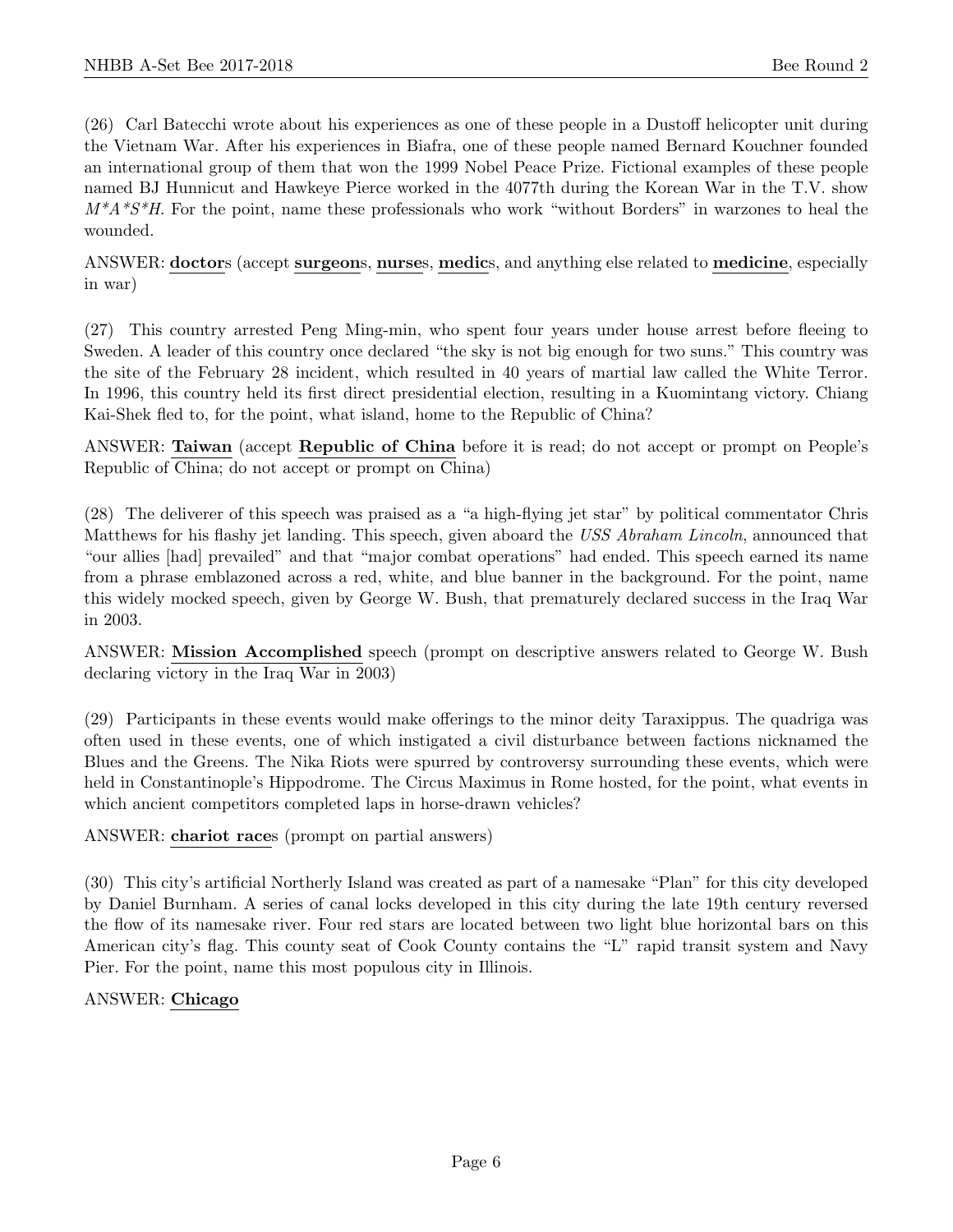(26) Carl Batecchi wrote about his experiences as one of these people in a Dustoff helicopter unit during the Vietnam War. After his experiences in Biafra, one of these people named Bernard Kouchner founded an international group of them that won the 1999 Nobel Peace Prize. Fictional examples of these people named BJ Hunnicut and Hawkeye Pierce worked in the 4077th during the Korean War in the T.V. show *M*A*S*H*. For the point, name these professionals who work "without Borders" in warzones to heal the wounded.

ANSWER: **doctor**s (accept **surgeon**s, **nurse**s, **medic**s, and anything else related to **medicine**, especially in war)

(27) This country arrested Peng Ming-min, who spent four years under house arrest before fleeing to Sweden. A leader of this country once declared "the sky is not big enough for two suns." This country was the site of the February 28 incident, which resulted in 40 years of martial law called the White Terror. In 1996, this country held its first direct presidential election, resulting in a Kuomintang victory. Chiang Kai-Shek fled to, for the point, what island, home to the Republic of China?

ANSWER: **Taiwan** (accept **Republic of China** before it is read; do not accept or prompt on People's Republic of China; do not accept or prompt on China)

(28) The deliverer of this speech was praised as a "a high-flying jet star" by political commentator Chris Matthews for his flashy jet landing. This speech, given aboard the *USS Abraham Lincoln*, announced that "our allies [had] prevailed" and that "major combat operations" had ended. This speech earned its name from a phrase emblazoned across a red, white, and blue banner in the background. For the point, name this widely mocked speech, given by George W. Bush, that prematurely declared success in the Iraq War in 2003.

ANSWER: **Mission Accomplished** speech (prompt on descriptive answers related to George W. Bush declaring victory in the Iraq War in 2003)

(29) Participants in these events would make offerings to the minor deity Taraxippus. The quadriga was often used in these events, one of which instigated a civil disturbance between factions nicknamed the Blues and the Greens. The Nika Riots were spurred by controversy surrounding these events, which were held in Constantinople's Hippodrome. The Circus Maximus in Rome hosted, for the point, what events in which ancient competitors completed laps in horse-drawn vehicles?

ANSWER: **chariot race**s (prompt on partial answers)

(30) This city's artificial Northerly Island was created as part of a namesake "Plan" for this city developed by Daniel Burnham. A series of canal locks developed in this city during the late 19th century reversed the flow of its namesake river. Four red stars are located between two light blue horizontal bars on this American city's flag. This county seat of Cook County contains the "L" rapid transit system and Navy Pier. For the point, name this most populous city in Illinois.

ANSWER: **Chicago**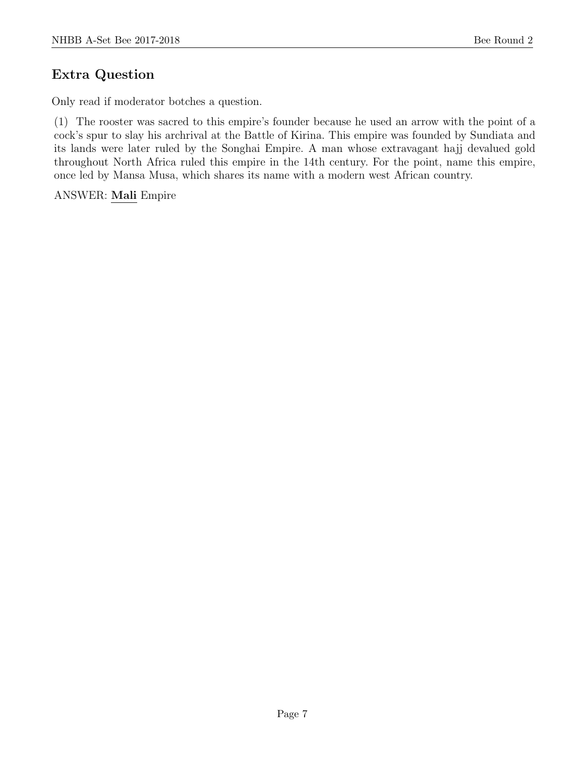## Extra Question

Only read if moderator botches a question.

(1) The rooster was sacred to this empire's founder because he used an arrow with the point of a cock's spur to slay his archrival at the Battle of Kirina. This empire was founded by Sundiata and its lands were later ruled by the Songhai Empire. A man whose extravagant hajj devalued gold throughout North Africa ruled this empire in the 14th century. For the point, name this empire, once led by Mansa Musa, which shares its name with a modern west African country.

ANSWER: **Mali** Empire